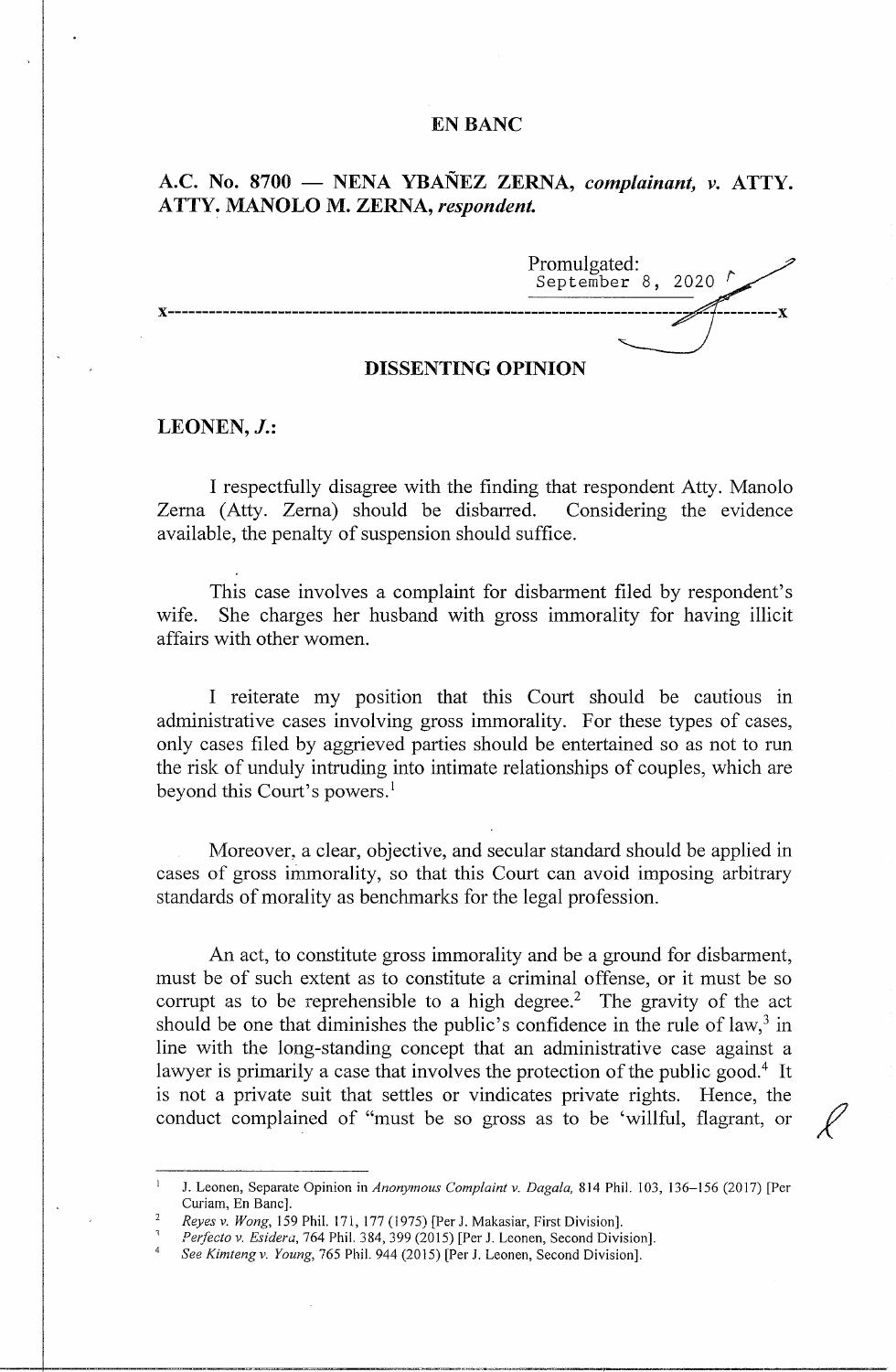**EN BANC**

**A.C. No. 8700 — NENA YBAÑEZ ZERNA, *complainant, v.* ATTY. ATTY. MANOLO M. ZERNA, *respondent.***

Promulgated:
September 8, 2020

x-----------------------------------------------------------------------------------x

**DISSENTING OPINION**

**LEONEN, *J.*:**

I respectfully disagree with the finding that respondent Atty. Manolo Zerna (Atty. Zerna) should be disbarred. Considering the evidence available, the penalty of suspension should suffice.

This case involves a complaint for disbarment filed by respondent's wife. She charges her husband with gross immorality for having illicit affairs with other women.

I reiterate my position that this Court should be cautious in administrative cases involving gross immorality. For these types of cases, only cases filed by aggrieved parties should be entertained so as not to run the risk of unduly intruding into intimate relationships of couples, which are beyond this Court's powers.[1]

Moreover, a clear, objective, and secular standard should be applied in cases of gross immorality, so that this Court can avoid imposing arbitrary standards of morality as benchmarks for the legal profession.

An act, to constitute gross immorality and be a ground for disbarment, must be of such extent as to constitute a criminal offense, or it must be so corrupt as to be reprehensible to a high degree.[2] The gravity of the act should be one that diminishes the public's confidence in the rule of law,[3] in line with the long-standing concept that an administrative case against a lawyer is primarily a case that involves the protection of the public good.[4] It is not a private suit that settles or vindicates private rights. Hence, the conduct complained of "must be so gross as to be 'willful, flagrant, or

---

[1] J. Leonen, Separate Opinion in *Anonymous Complaint v. Dagala,* 814 Phil. 103, 136–156 (2017) [Per Curiam, En Banc].

[2] *Reyes v. Wong*, 159 Phil. 171, 177 (1975) [Per J. Makasiar, First Division].

[3] *Perfecto v. Esidera*, 764 Phil. 384, 399 (2015) [Per J. Leonen, Second Division].

[4] *See Kimteng v. Young*, 765 Phil. 944 (2015) [Per J. Leonen, Second Division].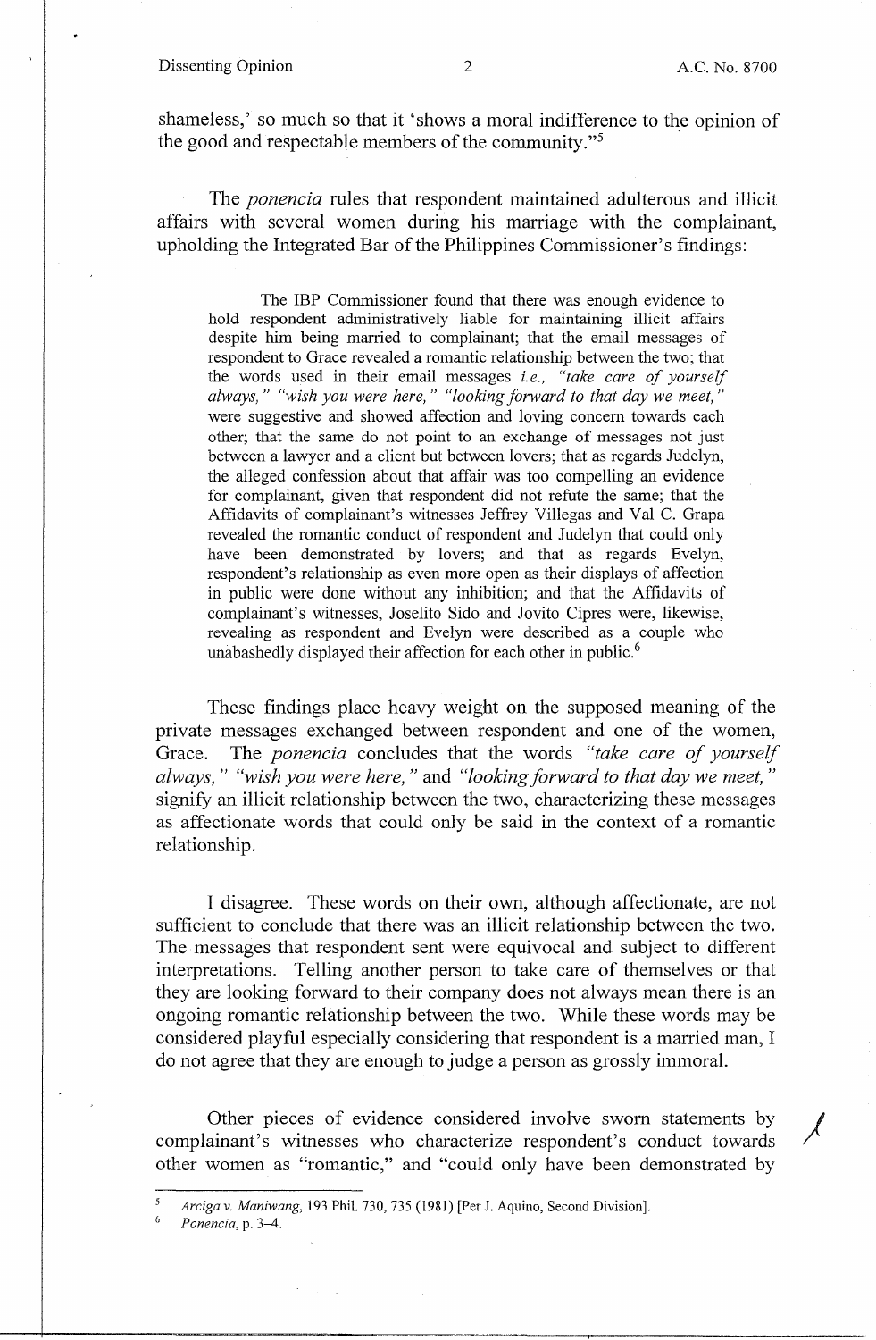shameless,' so much so that it 'shows a moral indifference to the opinion of the good and respectable members of the community."[5]

The *ponencia* rules that respondent maintained adulterous and illicit affairs with several women during his marriage with the complainant, upholding the Integrated Bar of the Philippines Commissioner's findings:

> The IBP Commissioner found that there was enough evidence to hold respondent administratively liable for maintaining illicit affairs despite him being married to complainant; that the email messages of respondent to Grace revealed a romantic relationship between the two; that the words used in their email messages *i.e., "take care of yourself always," "wish you were here," "looking forward to that day we meet,"* were suggestive and showed affection and loving concern towards each other; that the same do not point to an exchange of messages not just between a lawyer and a client but between lovers; that as regards Judelyn, the alleged confession about that affair was too compelling an evidence for complainant, given that respondent did not refute the same; that the Affidavits of complainant's witnesses Jeffrey Villegas and Val C. Grapa revealed the romantic conduct of respondent and Judelyn that could only have been demonstrated by lovers; and that as regards Evelyn, respondent's relationship as even more open as their displays of affection in public were done without any inhibition; and that the Affidavits of complainant's witnesses, Joselito Sido and Jovito Cipres were, likewise, revealing as respondent and Evelyn were described as a couple who unabashedly displayed their affection for each other in public.[6]

These findings place heavy weight on the supposed meaning of the private messages exchanged between respondent and one of the women, Grace. The *ponencia* concludes that the words *"take care of yourself always," "wish you were here,"* and *"looking forward to that day we meet,"* signify an illicit relationship between the two, characterizing these messages as affectionate words that could only be said in the context of a romantic relationship.

I disagree. These words on their own, although affectionate, are not sufficient to conclude that there was an illicit relationship between the two. The messages that respondent sent were equivocal and subject to different interpretations. Telling another person to take care of themselves or that they are looking forward to their company does not always mean there is an ongoing romantic relationship between the two. While these words may be considered playful especially considering that respondent is a married man, I do not agree that they are enough to judge a person as grossly immoral.

Other pieces of evidence considered involve sworn statements by complainant's witnesses who characterize respondent's conduct towards other women as "romantic," and "could only have been demonstrated by

---

[5] *Arciga v. Maniwang*, 193 Phil. 730, 735 (1981) [Per J. Aquino, Second Division].

[6] *Ponencia*, p. 3–4.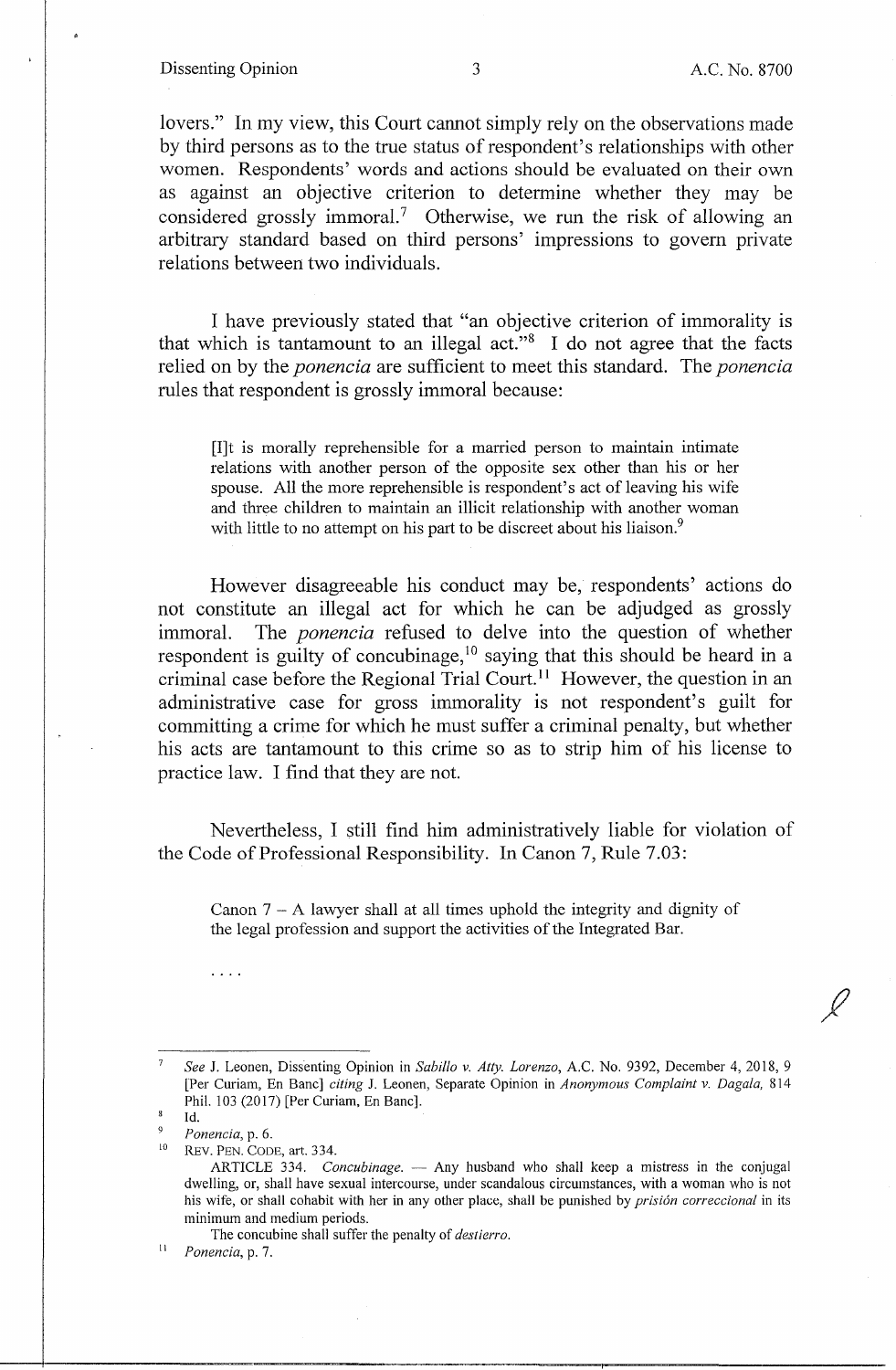lovers." In my view, this Court cannot simply rely on the observations made by third persons as to the true status of respondent's relationships with other women. Respondents' words and actions should be evaluated on their own as against an objective criterion to determine whether they may be considered grossly immoral.[7] Otherwise, we run the risk of allowing an arbitrary standard based on third persons' impressions to govern private relations between two individuals.

I have previously stated that "an objective criterion of immorality is that which is tantamount to an illegal act."[8] I do not agree that the facts relied on by the *ponencia* are sufficient to meet this standard. The *ponencia* rules that respondent is grossly immoral because:

> [I]t is morally reprehensible for a married person to maintain intimate relations with another person of the opposite sex other than his or her spouse. All the more reprehensible is respondent's act of leaving his wife and three children to maintain an illicit relationship with another woman with little to no attempt on his part to be discreet about his liaison.[9]

However disagreeable his conduct may be, respondents' actions do not constitute an illegal act for which he can be adjudged as grossly immoral. The *ponencia* refused to delve into the question of whether respondent is guilty of concubinage,[10] saying that this should be heard in a criminal case before the Regional Trial Court.[11] However, the question in an administrative case for gross immorality is not respondent's guilt for committing a crime for which he must suffer a criminal penalty, but whether his acts are tantamount to this crime so as to strip him of his license to practice law. I find that they are not.

Nevertheless, I still find him administratively liable for violation of the Code of Professional Responsibility. In Canon 7, Rule 7.03:

> Canon 7 – A lawyer shall at all times uphold the integrity and dignity of the legal profession and support the activities of the Integrated Bar.
>
> . . . .

---

[7] *See* J. Leonen, Dissenting Opinion in *Sabillo v. Atty. Lorenzo*, A.C. No. 9392, December 4, 2018, 9 [Per Curiam, En Banc] *citing* J. Leonen, Separate Opinion in *Anonymous Complaint v. Dagala,* 814 Phil. 103 (2017) [Per Curiam, En Banc].

[8] Id.

[9] *Ponencia*, p. 6.

[10] REV. PEN. CODE, art. 334.

ARTICLE 334. *Concubinage.* — Any husband who shall keep a mistress in the conjugal dwelling, or, shall have sexual intercourse, under scandalous circumstances, with a woman who is not his wife, or shall cohabit with her in any other place, shall be punished by *prisión correccional* in its minimum and medium periods.

The concubine shall suffer the penalty of *destierro.*

[11] *Ponencia*, p. 7.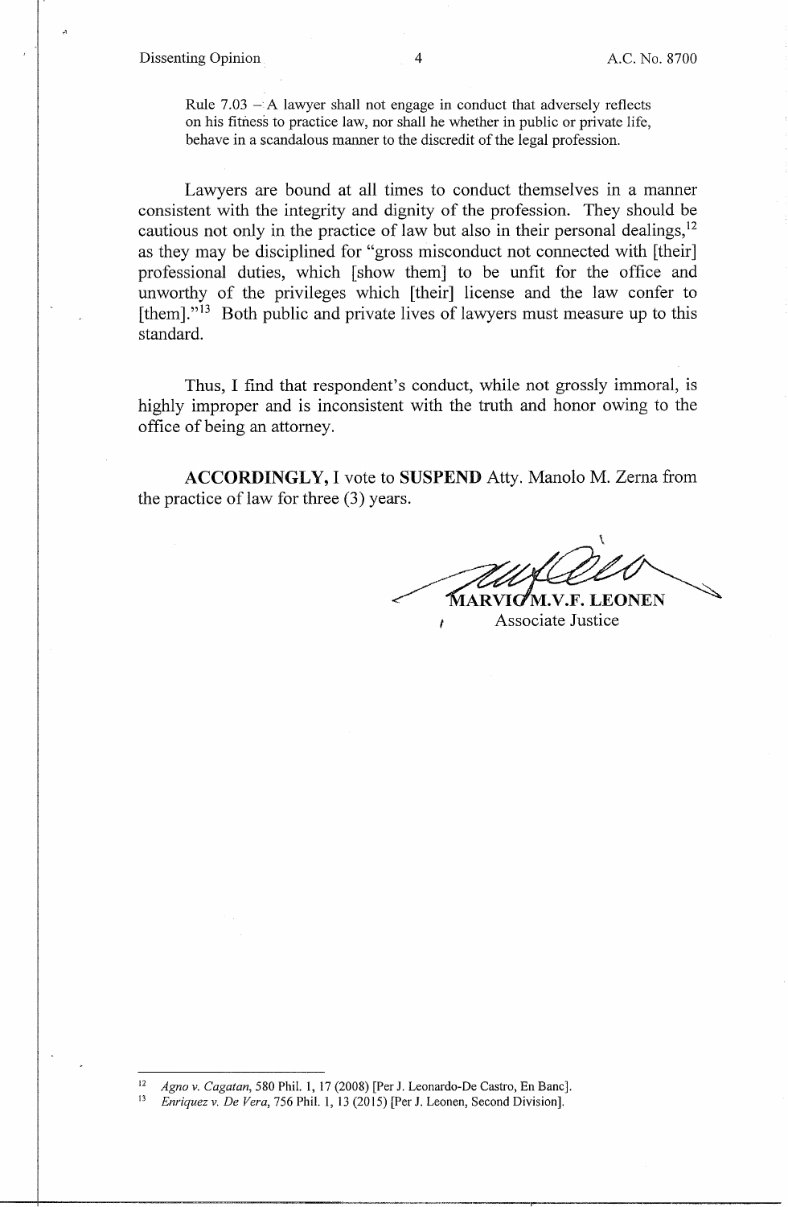> Rule 7.03 – A lawyer shall not engage in conduct that adversely reflects on his fitness to practice law, nor shall he whether in public or private life, behave in a scandalous manner to the discredit of the legal profession.

Lawyers are bound at all times to conduct themselves in a manner consistent with the integrity and dignity of the profession. They should be cautious not only in the practice of law but also in their personal dealings,[12] as they may be disciplined for "gross misconduct not connected with [their] professional duties, which [show them] to be unfit for the office and unworthy of the privileges which [their] license and the law confer to [them]."[13] Both public and private lives of lawyers must measure up to this standard.

Thus, I find that respondent's conduct, while not grossly immoral, is highly improper and is inconsistent with the truth and honor owing to the office of being an attorney.

**ACCORDINGLY,** I vote to **SUSPEND** Atty. Manolo M. Zerna from the practice of law for three (3) years.

**MARVIC M.V.F. LEONEN**
Associate Justice

---

[12] *Agno v. Cagatan*, 580 Phil. 1, 17 (2008) [Per J. Leonardo-De Castro, En Banc].

[13] *Enriquez v. De Vera*, 756 Phil. 1, 13 (2015) [Per J. Leonen, Second Division].